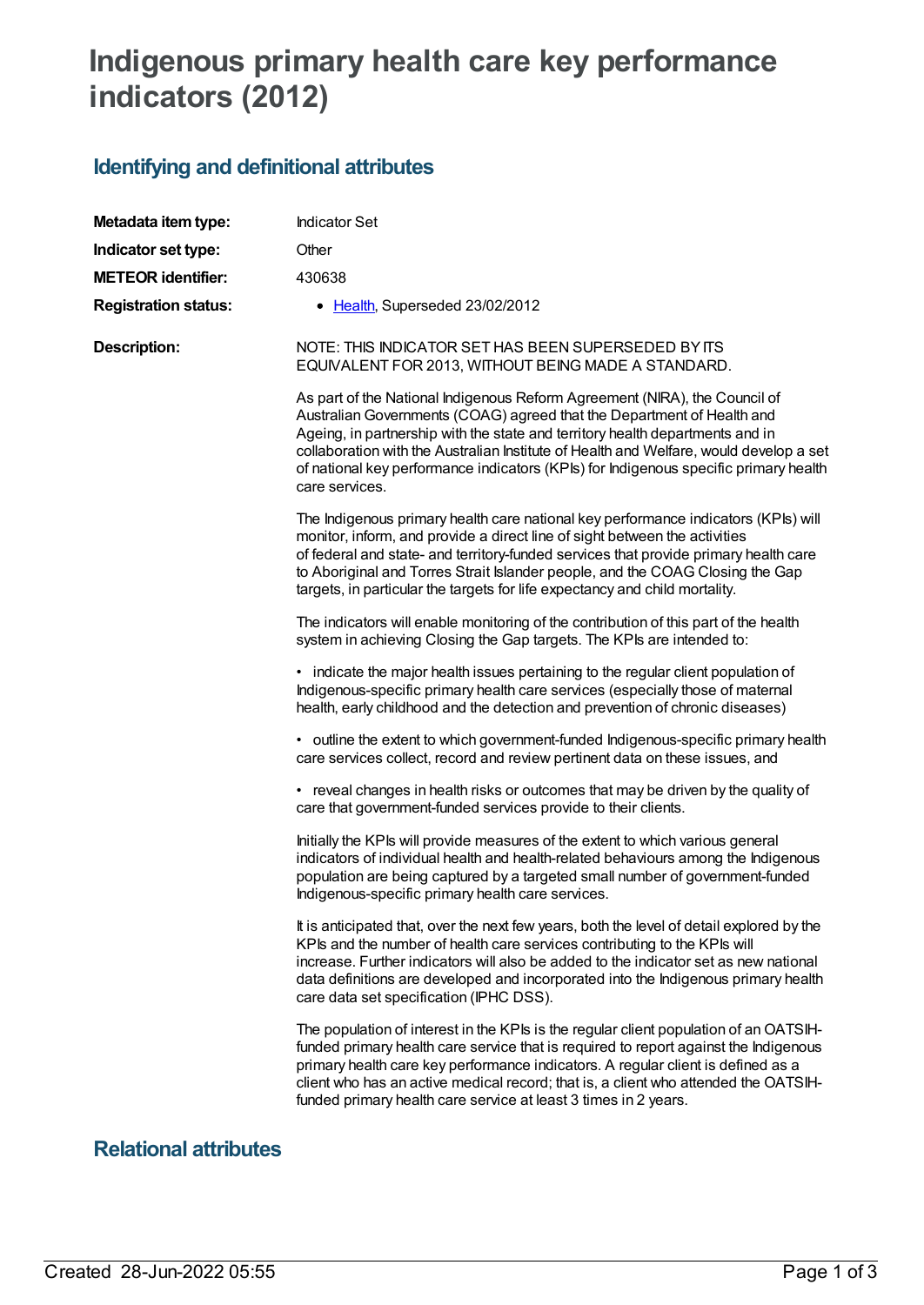# Indigenous primary health care key performance indicators (2012)

## Identifying and definitional attributes

| | |
|---|---|
| **Metadata item type:** | Indicator Set |
| **Indicator set type:** | Other |
| **METEOR identifier:** | 430638 |
| **Registration status:** | • Health, Superseded 23/02/2012 |

**Description:**

NOTE: THIS INDICATOR SET HAS BEEN SUPERSEDED BY ITS EQUIVALENT FOR 2013, WITHOUT BEING MADE A STANDARD.

As part of the National Indigenous Reform Agreement (NIRA), the Council of Australian Governments (COAG) agreed that the Department of Health and Ageing, in partnership with the state and territory health departments and in collaboration with the Australian Institute of Health and Welfare, would develop a set of national key performance indicators (KPIs) for Indigenous specific primary health care services.

The Indigenous primary health care national key performance indicators (KPIs) will monitor, inform, and provide a direct line of sight between the activities of federal and state- and territory-funded services that provide primary health care to Aboriginal and Torres Strait Islander people, and the COAG Closing the Gap targets, in particular the targets for life expectancy and child mortality.

The indicators will enable monitoring of the contribution of this part of the health system in achieving Closing the Gap targets. The KPIs are intended to:

• indicate the major health issues pertaining to the regular client population of Indigenous-specific primary health care services (especially those of maternal health, early childhood and the detection and prevention of chronic diseases)

• outline the extent to which government-funded Indigenous-specific primary health care services collect, record and review pertinent data on these issues, and

• reveal changes in health risks or outcomes that may be driven by the quality of care that government-funded services provide to their clients.

Initially the KPIs will provide measures of the extent to which various general indicators of individual health and health-related behaviours among the Indigenous population are being captured by a targeted small number of government-funded Indigenous-specific primary health care services.

It is anticipated that, over the next few years, both the level of detail explored by the KPIs and the number of health care services contributing to the KPIs will increase. Further indicators will also be added to the indicator set as new national data definitions are developed and incorporated into the Indigenous primary health care data set specification (IPHC DSS).

The population of interest in the KPIs is the regular client population of an OATSIH-funded primary health care service that is required to report against the Indigenous primary health care key performance indicators. A regular client is defined as a client who has an active medical record; that is, a client who attended the OATSIH-funded primary health care service at least 3 times in 2 years.

## Relational attributes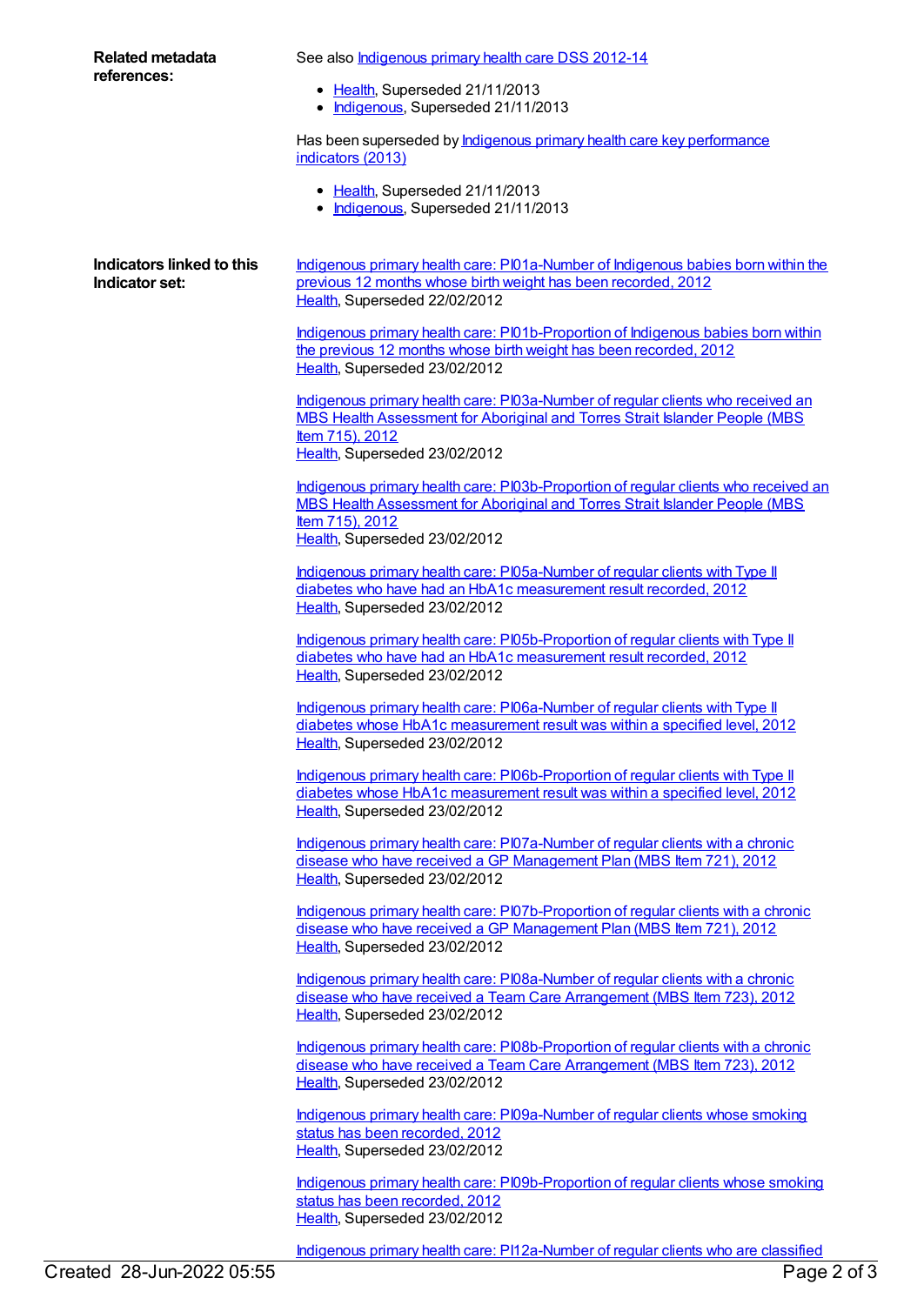**Related metadata references:**

See also Indigenous primary health care DSS 2012-14

- Health, Superseded 21/11/2013
- Indigenous, Superseded 21/11/2013

Has been superseded by Indigenous primary health care key performance indicators (2013)

- Health, Superseded 21/11/2013
- Indigenous, Superseded 21/11/2013

**Indicators linked to this Indicator set:**

Indigenous primary health care: PI01a-Number of Indigenous babies born within the previous 12 months whose birth weight has been recorded, 2012
Health, Superseded 22/02/2012

Indigenous primary health care: PI01b-Proportion of Indigenous babies born within the previous 12 months whose birth weight has been recorded, 2012
Health, Superseded 23/02/2012

Indigenous primary health care: PI03a-Number of regular clients who received an MBS Health Assessment for Aboriginal and Torres Strait Islander People (MBS Item 715), 2012
Health, Superseded 23/02/2012

Indigenous primary health care: PI03b-Proportion of regular clients who received an MBS Health Assessment for Aboriginal and Torres Strait Islander People (MBS Item 715), 2012
Health, Superseded 23/02/2012

Indigenous primary health care: PI05a-Number of regular clients with Type II diabetes who have had an HbA1c measurement result recorded, 2012
Health, Superseded 23/02/2012

Indigenous primary health care: PI05b-Proportion of regular clients with Type II diabetes who have had an HbA1c measurement result recorded, 2012
Health, Superseded 23/02/2012

Indigenous primary health care: PI06a-Number of regular clients with Type II diabetes whose HbA1c measurement result was within a specified level, 2012
Health, Superseded 23/02/2012

Indigenous primary health care: PI06b-Proportion of regular clients with Type II diabetes whose HbA1c measurement result was within a specified level, 2012
Health, Superseded 23/02/2012

Indigenous primary health care: PI07a-Number of regular clients with a chronic disease who have received a GP Management Plan (MBS Item 721), 2012
Health, Superseded 23/02/2012

Indigenous primary health care: PI07b-Proportion of regular clients with a chronic disease who have received a GP Management Plan (MBS Item 721), 2012
Health, Superseded 23/02/2012

Indigenous primary health care: PI08a-Number of regular clients with a chronic disease who have received a Team Care Arrangement (MBS Item 723), 2012
Health, Superseded 23/02/2012

Indigenous primary health care: PI08b-Proportion of regular clients with a chronic disease who have received a Team Care Arrangement (MBS Item 723), 2012
Health, Superseded 23/02/2012

Indigenous primary health care: PI09a-Number of regular clients whose smoking status has been recorded, 2012
Health, Superseded 23/02/2012

Indigenous primary health care: PI09b-Proportion of regular clients whose smoking status has been recorded, 2012
Health, Superseded 23/02/2012

Indigenous primary health care: PI12a-Number of regular clients who are classified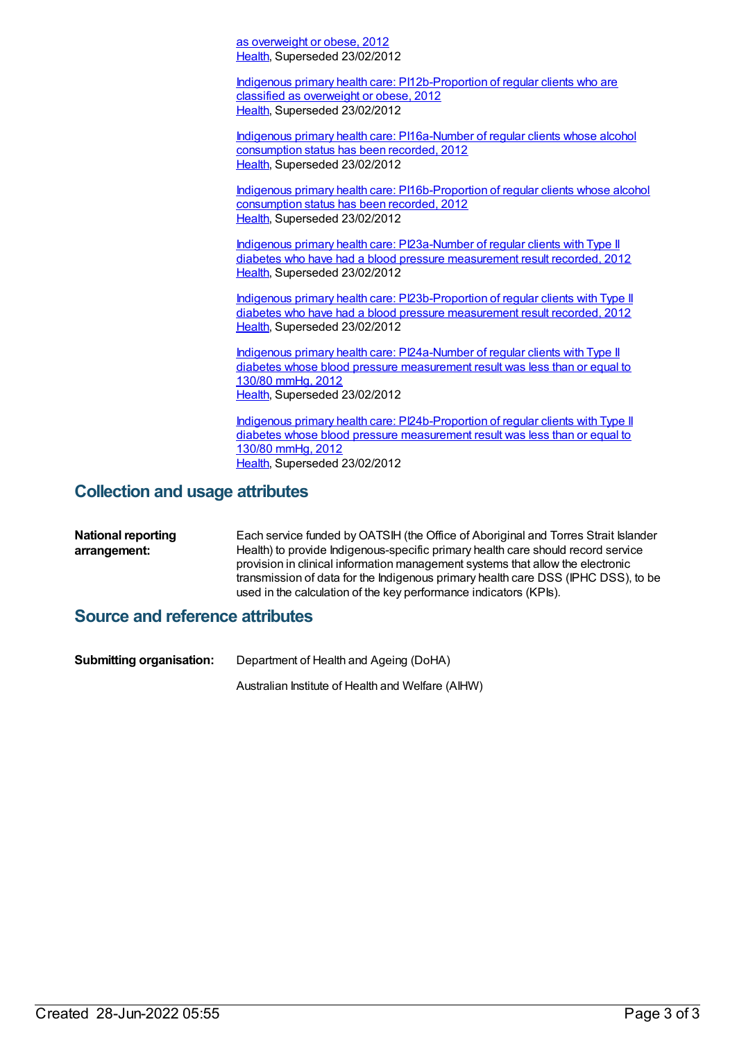[as overweight or obese, 2012](#)
[Health](#), Superseded 23/02/2012

[Indigenous primary health care: PI12b-Proportion of regular clients who are classified as overweight or obese, 2012](#)
[Health](#), Superseded 23/02/2012

[Indigenous primary health care: PI16a-Number of regular clients whose alcohol consumption status has been recorded, 2012](#)
[Health](#), Superseded 23/02/2012

[Indigenous primary health care: PI16b-Proportion of regular clients whose alcohol consumption status has been recorded, 2012](#)
[Health](#), Superseded 23/02/2012

[Indigenous primary health care: PI23a-Number of regular clients with Type II diabetes who have had a blood pressure measurement result recorded, 2012](#)
[Health](#), Superseded 23/02/2012

[Indigenous primary health care: PI23b-Proportion of regular clients with Type II diabetes who have had a blood pressure measurement result recorded, 2012](#)
[Health](#), Superseded 23/02/2012

[Indigenous primary health care: PI24a-Number of regular clients with Type II diabetes whose blood pressure measurement result was less than or equal to 130/80 mmHg, 2012](#)
[Health](#), Superseded 23/02/2012

[Indigenous primary health care: PI24b-Proportion of regular clients with Type II diabetes whose blood pressure measurement result was less than or equal to 130/80 mmHg, 2012](#)
[Health](#), Superseded 23/02/2012

## Collection and usage attributes

**National reporting arrangement:** Each service funded by OATSIH (the Office of Aboriginal and Torres Strait Islander Health) to provide Indigenous-specific primary health care should record service provision in clinical information management systems that allow the electronic transmission of data for the Indigenous primary health care DSS (IPHC DSS), to be used in the calculation of the key performance indicators (KPIs).

## Source and reference attributes

**Submitting organisation:** Department of Health and Ageing (DoHA)

Australian Institute of Health and Welfare (AIHW)